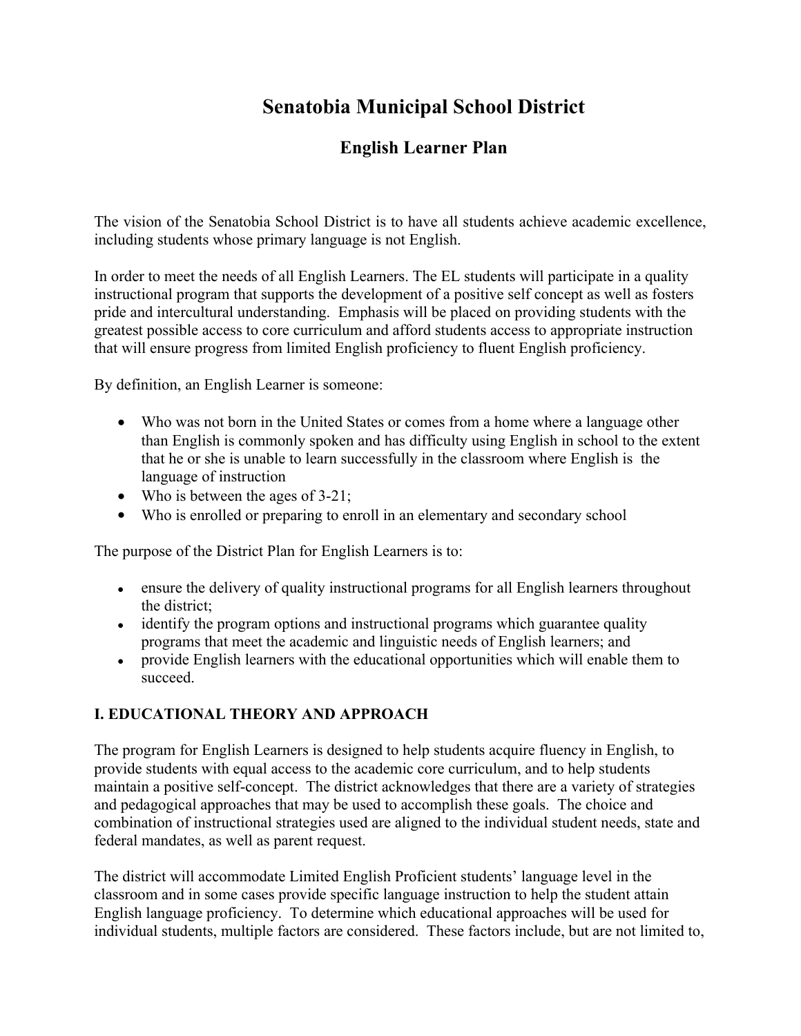# Senatobia Municipal School District

## English Learner Plan

The vision of the Senatobia School District is to have all students achieve academic excellence, including students whose primary language is not English.

In order to meet the needs of all English Learners. The EL students will participate in a quality instructional program that supports the development of a positive self concept as well as fosters pride and intercultural understanding. Emphasis will be placed on providing students with the greatest possible access to core curriculum and afford students access to appropriate instruction that will ensure progress from limited English proficiency to fluent English proficiency.

By definition, an English Learner is someone:

- Who was not born in the United States or comes from a home where a language other than English is commonly spoken and has difficulty using English in school to the extent that he or she is unable to learn successfully in the classroom where English is the language of instruction
- Who is between the ages of 3-21;
- Who is enrolled or preparing to enroll in an elementary and secondary school

The purpose of the District Plan for English Learners is to:

- ensure the delivery of quality instructional programs for all English learners throughout the district;
- identify the program options and instructional programs which guarantee quality programs that meet the academic and linguistic needs of English learners; and
- provide English learners with the educational opportunities which will enable them to succeed.

### I. EDUCATIONAL THEORY AND APPROACH

The program for English Learners is designed to help students acquire fluency in English, to provide students with equal access to the academic core curriculum, and to help students maintain a positive self-concept. The district acknowledges that there are a variety of strategies and pedagogical approaches that may be used to accomplish these goals. The choice and combination of instructional strategies used are aligned to the individual student needs, state and federal mandates, as well as parent request.

The district will accommodate Limited English Proficient students' language level in the classroom and in some cases provide specific language instruction to help the student attain English language proficiency. To determine which educational approaches will be used for individual students, multiple factors are considered. These factors include, but are not limited to,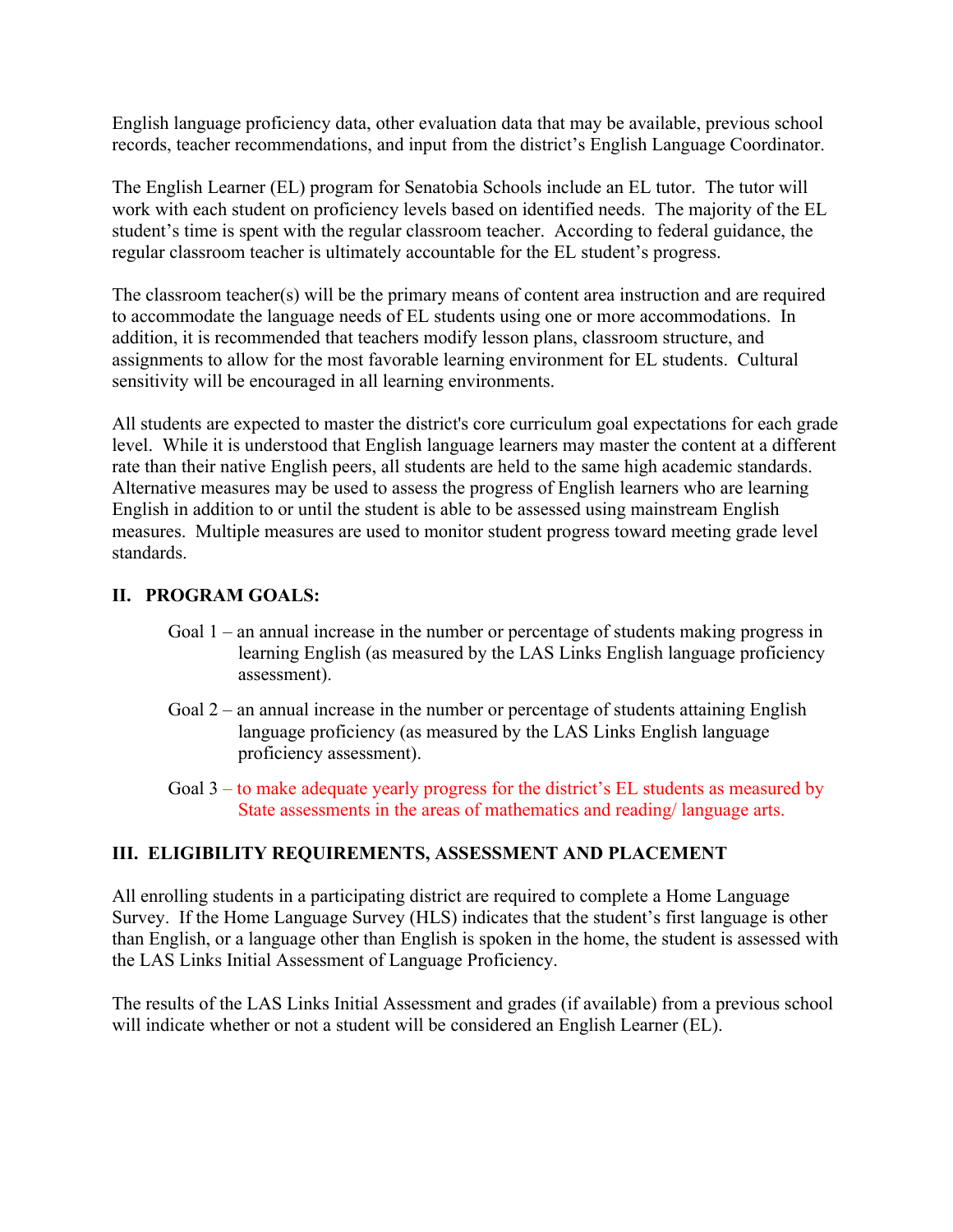English language proficiency data, other evaluation data that may be available, previous school records, teacher recommendations, and input from the district's English Language Coordinator.

The English Learner (EL) program for Senatobia Schools include an EL tutor. The tutor will work with each student on proficiency levels based on identified needs. The majority of the EL student's time is spent with the regular classroom teacher. According to federal guidance, the regular classroom teacher is ultimately accountable for the EL student's progress.

The classroom teacher(s) will be the primary means of content area instruction and are required to accommodate the language needs of EL students using one or more accommodations. In addition, it is recommended that teachers modify lesson plans, classroom structure, and assignments to allow for the most favorable learning environment for EL students. Cultural sensitivity will be encouraged in all learning environments.

All students are expected to master the district's core curriculum goal expectations for each grade level. While it is understood that English language learners may master the content at a different rate than their native English peers, all students are held to the same high academic standards. Alternative measures may be used to assess the progress of English learners who are learning English in addition to or until the student is able to be assessed using mainstream English measures. Multiple measures are used to monitor student progress toward meeting grade level standards.

## II. PROGRAM GOALS:

Goal 1 – an annual increase in the number or percentage of students making progress in learning English (as measured by the LAS Links English language proficiency assessment).

Goal 2 – an annual increase in the number or percentage of students attaining English language proficiency (as measured by the LAS Links English language proficiency assessment).

Goal 3 – to make adequate yearly progress for the district's EL students as measured by State assessments in the areas of mathematics and reading/ language arts.

## III. ELIGIBILITY REQUIREMENTS, ASSESSMENT AND PLACEMENT

All enrolling students in a participating district are required to complete a Home Language Survey. If the Home Language Survey (HLS) indicates that the student's first language is other than English, or a language other than English is spoken in the home, the student is assessed with the LAS Links Initial Assessment of Language Proficiency.

The results of the LAS Links Initial Assessment and grades (if available) from a previous school will indicate whether or not a student will be considered an English Learner (EL).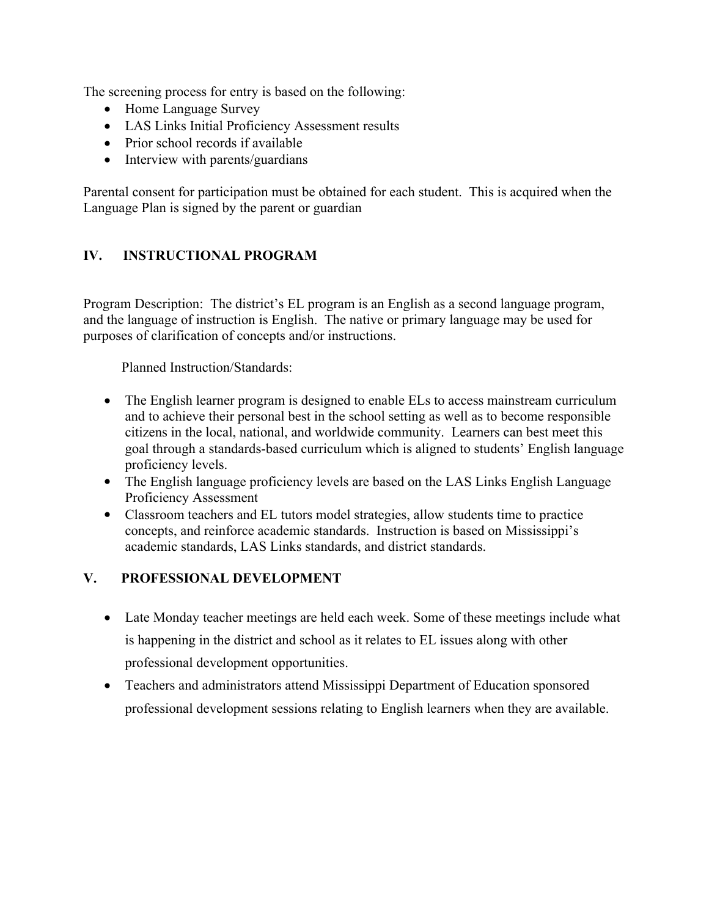The screening process for entry is based on the following:

- Home Language Survey
- LAS Links Initial Proficiency Assessment results
- Prior school records if available
- Interview with parents/guardians

Parental consent for participation must be obtained for each student. This is acquired when the Language Plan is signed by the parent or guardian

## IV. INSTRUCTIONAL PROGRAM

Program Description: The district's EL program is an English as a second language program, and the language of instruction is English. The native or primary language may be used for purposes of clarification of concepts and/or instructions.

Planned Instruction/Standards:

- The English learner program is designed to enable ELs to access mainstream curriculum and to achieve their personal best in the school setting as well as to become responsible citizens in the local, national, and worldwide community. Learners can best meet this goal through a standards-based curriculum which is aligned to students' English language proficiency levels.
- The English language proficiency levels are based on the LAS Links English Language Proficiency Assessment
- Classroom teachers and EL tutors model strategies, allow students time to practice concepts, and reinforce academic standards. Instruction is based on Mississippi's academic standards, LAS Links standards, and district standards.

## V. PROFESSIONAL DEVELOPMENT

- Late Monday teacher meetings are held each week. Some of these meetings include what is happening in the district and school as it relates to EL issues along with other professional development opportunities.
- Teachers and administrators attend Mississippi Department of Education sponsored professional development sessions relating to English learners when they are available.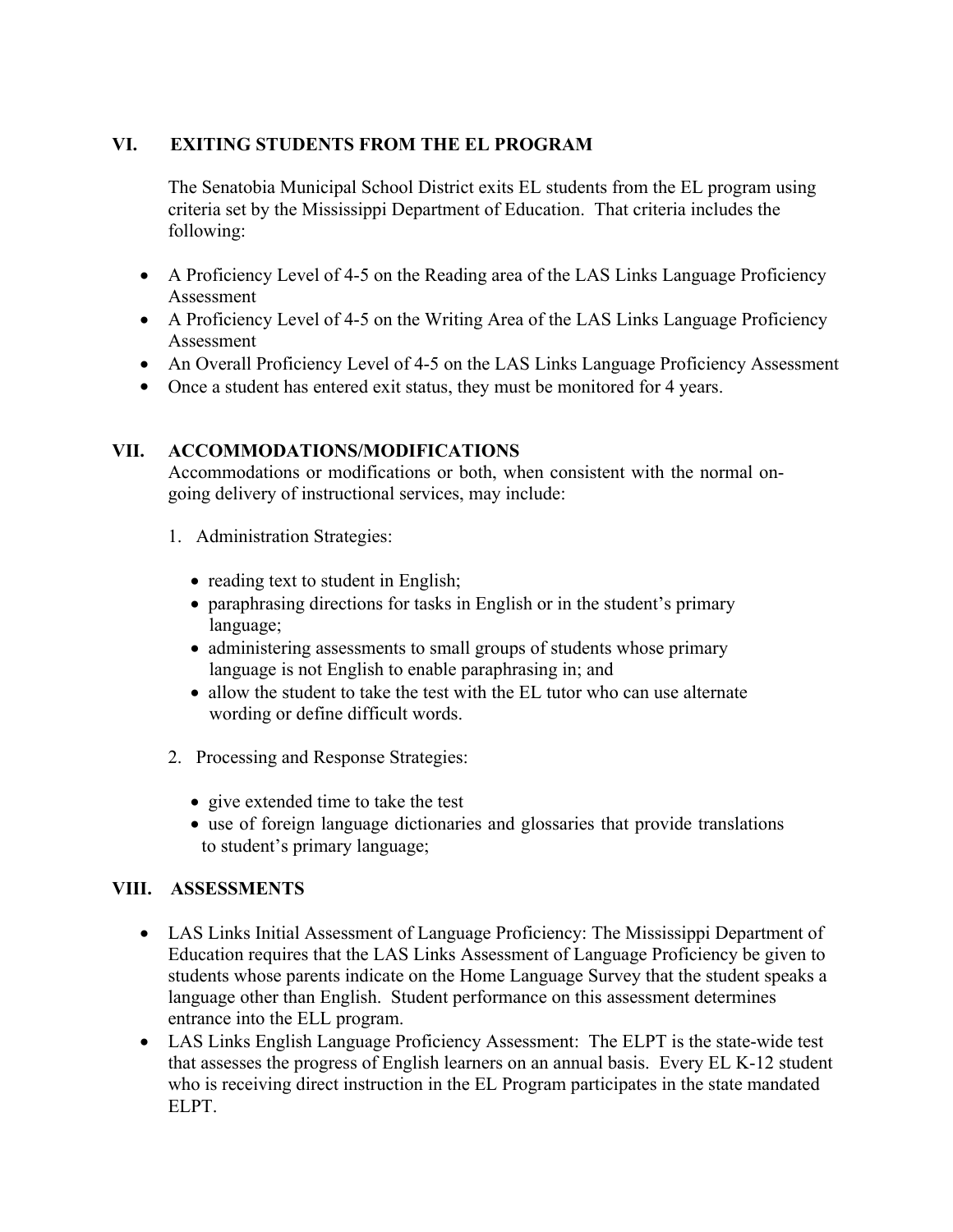## VI. EXITING STUDENTS FROM THE EL PROGRAM

The Senatobia Municipal School District exits EL students from the EL program using criteria set by the Mississippi Department of Education. That criteria includes the following:

- A Proficiency Level of 4-5 on the Reading area of the LAS Links Language Proficiency Assessment
- A Proficiency Level of 4-5 on the Writing Area of the LAS Links Language Proficiency Assessment
- An Overall Proficiency Level of 4-5 on the LAS Links Language Proficiency Assessment
- Once a student has entered exit status, they must be monitored for 4 years.

## VII. ACCOMMODATIONS/MODIFICATIONS

Accommodations or modifications or both, when consistent with the normal on-going delivery of instructional services, may include:

1. Administration Strategies:

   - reading text to student in English;
   - paraphrasing directions for tasks in English or in the student's primary language;
   - administering assessments to small groups of students whose primary language is not English to enable paraphrasing in; and
   - allow the student to take the test with the EL tutor who can use alternate wording or define difficult words.

2. Processing and Response Strategies:

   - give extended time to take the test
   - use of foreign language dictionaries and glossaries that provide translations to student's primary language;

## VIII. ASSESSMENTS

- LAS Links Initial Assessment of Language Proficiency: The Mississippi Department of Education requires that the LAS Links Assessment of Language Proficiency be given to students whose parents indicate on the Home Language Survey that the student speaks a language other than English. Student performance on this assessment determines entrance into the ELL program.
- LAS Links English Language Proficiency Assessment: The ELPT is the state-wide test that assesses the progress of English learners on an annual basis. Every EL K-12 student who is receiving direct instruction in the EL Program participates in the state mandated ELPT.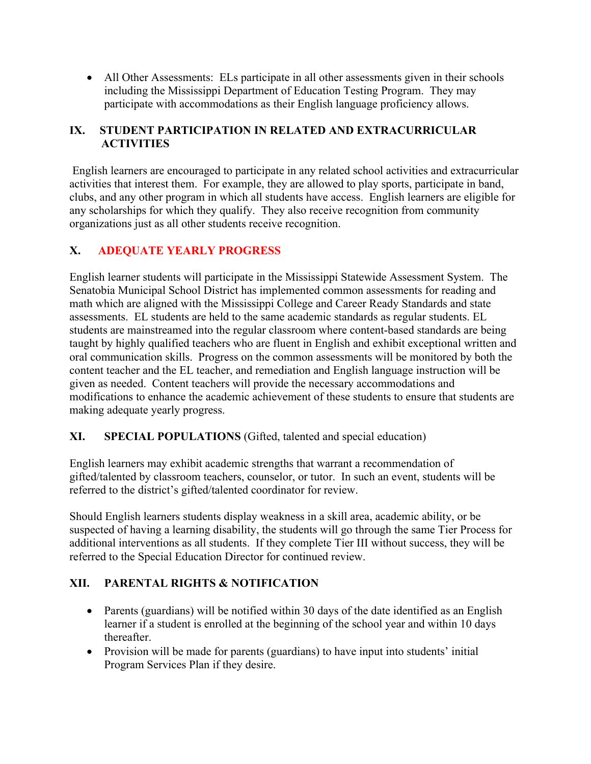- All Other Assessments: ELs participate in all other assessments given in their schools including the Mississippi Department of Education Testing Program. They may participate with accommodations as their English language proficiency allows.

## IX. STUDENT PARTICIPATION IN RELATED AND EXTRACURRICULAR ACTIVITIES

English learners are encouraged to participate in any related school activities and extracurricular activities that interest them. For example, they are allowed to play sports, participate in band, clubs, and any other program in which all students have access. English learners are eligible for any scholarships for which they qualify. They also receive recognition from community organizations just as all other students receive recognition.

## X. ADEQUATE YEARLY PROGRESS

English learner students will participate in the Mississippi Statewide Assessment System. The Senatobia Municipal School District has implemented common assessments for reading and math which are aligned with the Mississippi College and Career Ready Standards and state assessments. EL students are held to the same academic standards as regular students. EL students are mainstreamed into the regular classroom where content-based standards are being taught by highly qualified teachers who are fluent in English and exhibit exceptional written and oral communication skills. Progress on the common assessments will be monitored by both the content teacher and the EL teacher, and remediation and English language instruction will be given as needed. Content teachers will provide the necessary accommodations and modifications to enhance the academic achievement of these students to ensure that students are making adequate yearly progress.

## XI. SPECIAL POPULATIONS (Gifted, talented and special education)

English learners may exhibit academic strengths that warrant a recommendation of gifted/talented by classroom teachers, counselor, or tutor. In such an event, students will be referred to the district's gifted/talented coordinator for review.

Should English learners students display weakness in a skill area, academic ability, or be suspected of having a learning disability, the students will go through the same Tier Process for additional interventions as all students. If they complete Tier III without success, they will be referred to the Special Education Director for continued review.

## XII. PARENTAL RIGHTS & NOTIFICATION

- Parents (guardians) will be notified within 30 days of the date identified as an English learner if a student is enrolled at the beginning of the school year and within 10 days thereafter.
- Provision will be made for parents (guardians) to have input into students' initial Program Services Plan if they desire.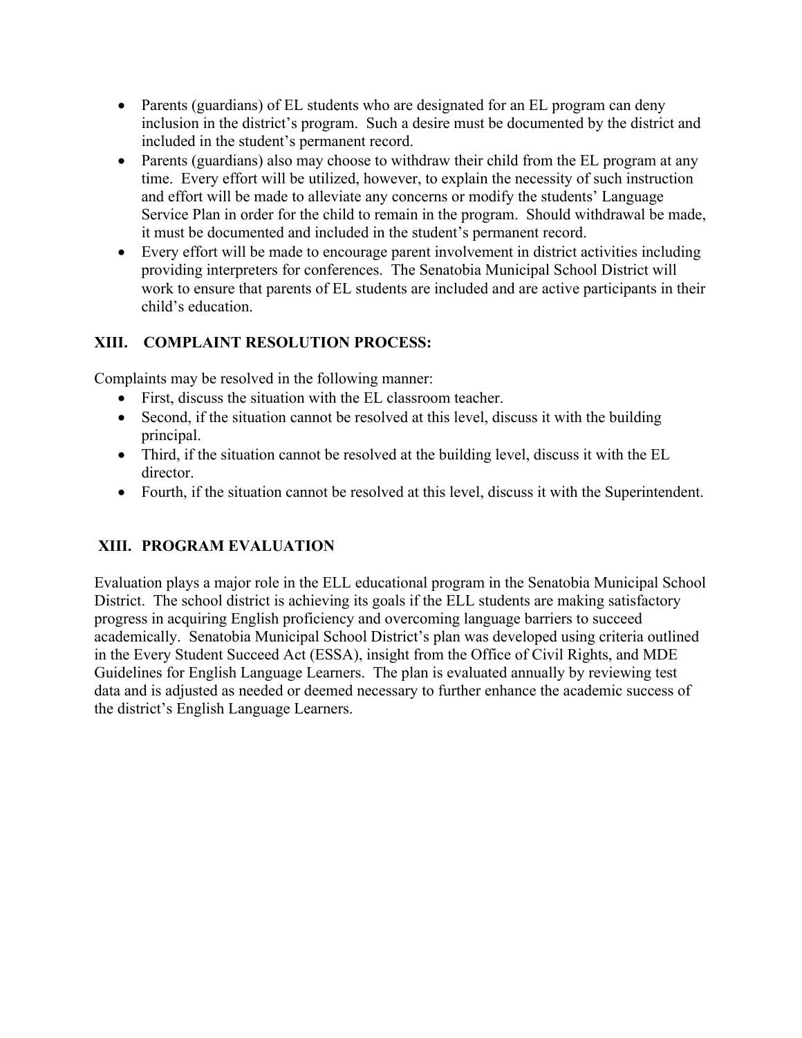- Parents (guardians) of EL students who are designated for an EL program can deny inclusion in the district's program. Such a desire must be documented by the district and included in the student's permanent record.
- Parents (guardians) also may choose to withdraw their child from the EL program at any time. Every effort will be utilized, however, to explain the necessity of such instruction and effort will be made to alleviate any concerns or modify the students' Language Service Plan in order for the child to remain in the program. Should withdrawal be made, it must be documented and included in the student's permanent record.
- Every effort will be made to encourage parent involvement in district activities including providing interpreters for conferences. The Senatobia Municipal School District will work to ensure that parents of EL students are included and are active participants in their child's education.

## XIII. COMPLAINT RESOLUTION PROCESS:

Complaints may be resolved in the following manner:

- First, discuss the situation with the EL classroom teacher.
- Second, if the situation cannot be resolved at this level, discuss it with the building principal.
- Third, if the situation cannot be resolved at the building level, discuss it with the EL director.
- Fourth, if the situation cannot be resolved at this level, discuss it with the Superintendent.

## XIII. PROGRAM EVALUATION

Evaluation plays a major role in the ELL educational program in the Senatobia Municipal School District. The school district is achieving its goals if the ELL students are making satisfactory progress in acquiring English proficiency and overcoming language barriers to succeed academically. Senatobia Municipal School District's plan was developed using criteria outlined in the Every Student Succeed Act (ESSA), insight from the Office of Civil Rights, and MDE Guidelines for English Language Learners. The plan is evaluated annually by reviewing test data and is adjusted as needed or deemed necessary to further enhance the academic success of the district's English Language Learners.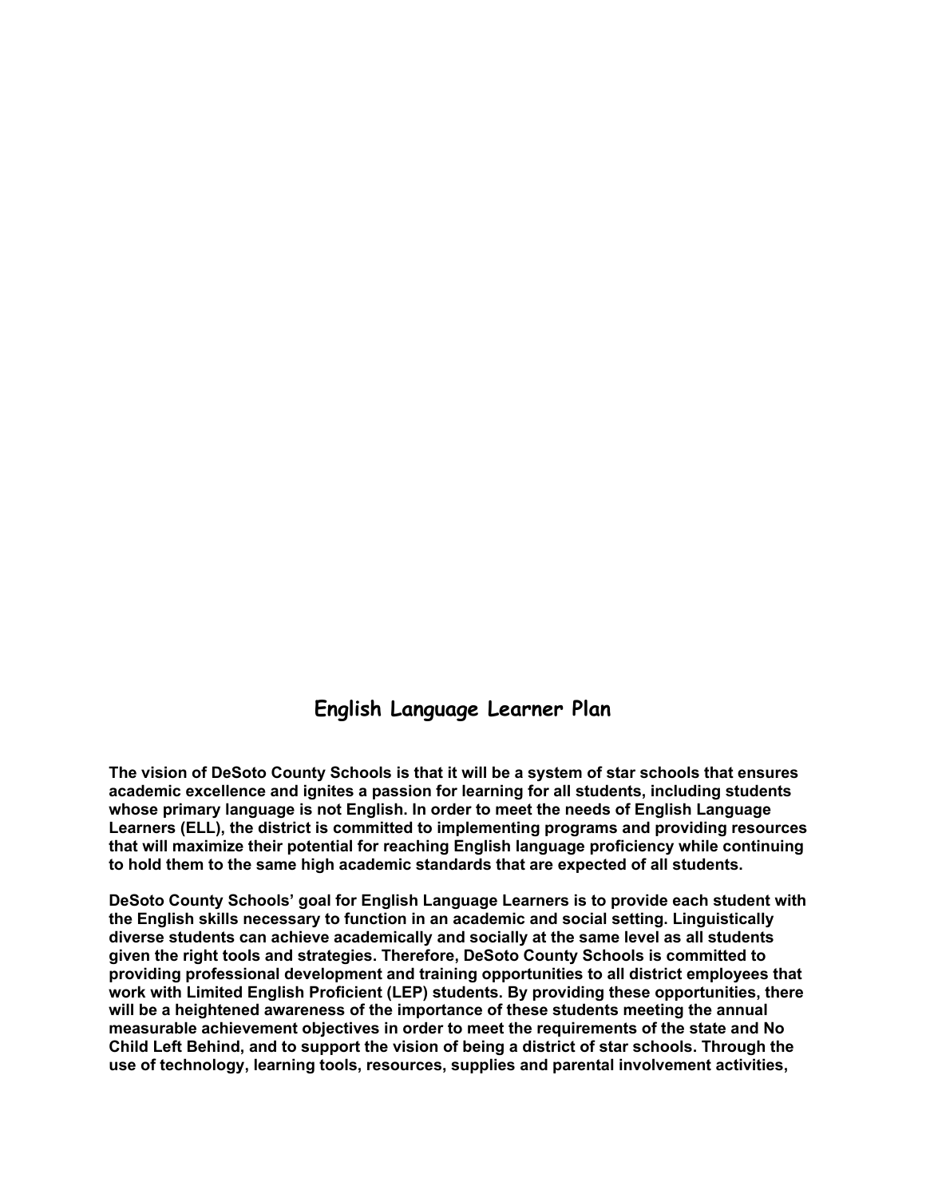# English Language Learner Plan

**The vision of DeSoto County Schools is that it will be a system of star schools that ensures academic excellence and ignites a passion for learning for all students, including students whose primary language is not English. In order to meet the needs of English Language Learners (ELL), the district is committed to implementing programs and providing resources that will maximize their potential for reaching English language proficiency while continuing to hold them to the same high academic standards that are expected of all students.**

**DeSoto County Schools' goal for English Language Learners is to provide each student with the English skills necessary to function in an academic and social setting. Linguistically diverse students can achieve academically and socially at the same level as all students given the right tools and strategies. Therefore, DeSoto County Schools is committed to providing professional development and training opportunities to all district employees that work with Limited English Proficient (LEP) students. By providing these opportunities, there will be a heightened awareness of the importance of these students meeting the annual measurable achievement objectives in order to meet the requirements of the state and No Child Left Behind, and to support the vision of being a district of star schools. Through the use of technology, learning tools, resources, supplies and parental involvement activities,**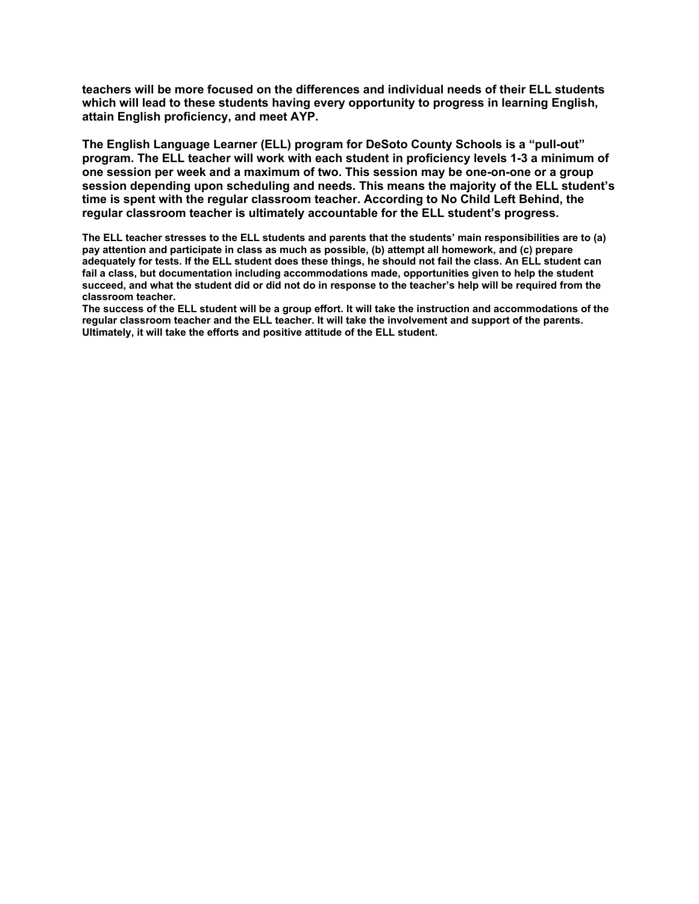**teachers will be more focused on the differences and individual needs of their ELL students which will lead to these students having every opportunity to progress in learning English, attain English proficiency, and meet AYP.**

**The English Language Learner (ELL) program for DeSoto County Schools is a "pull-out" program. The ELL teacher will work with each student in proficiency levels 1-3 a minimum of one session per week and a maximum of two. This session may be one-on-one or a group session depending upon scheduling and needs. This means the majority of the ELL student's time is spent with the regular classroom teacher. According to No Child Left Behind, the regular classroom teacher is ultimately accountable for the ELL student's progress.**

**The ELL teacher stresses to the ELL students and parents that the students' main responsibilities are to (a) pay attention and participate in class as much as possible, (b) attempt all homework, and (c) prepare adequately for tests. If the ELL student does these things, he should not fail the class. An ELL student can fail a class, but documentation including accommodations made, opportunities given to help the student succeed, and what the student did or did not do in response to the teacher's help will be required from the classroom teacher.**

**The success of the ELL student will be a group effort. It will take the instruction and accommodations of the regular classroom teacher and the ELL teacher. It will take the involvement and support of the parents. Ultimately, it will take the efforts and positive attitude of the ELL student.**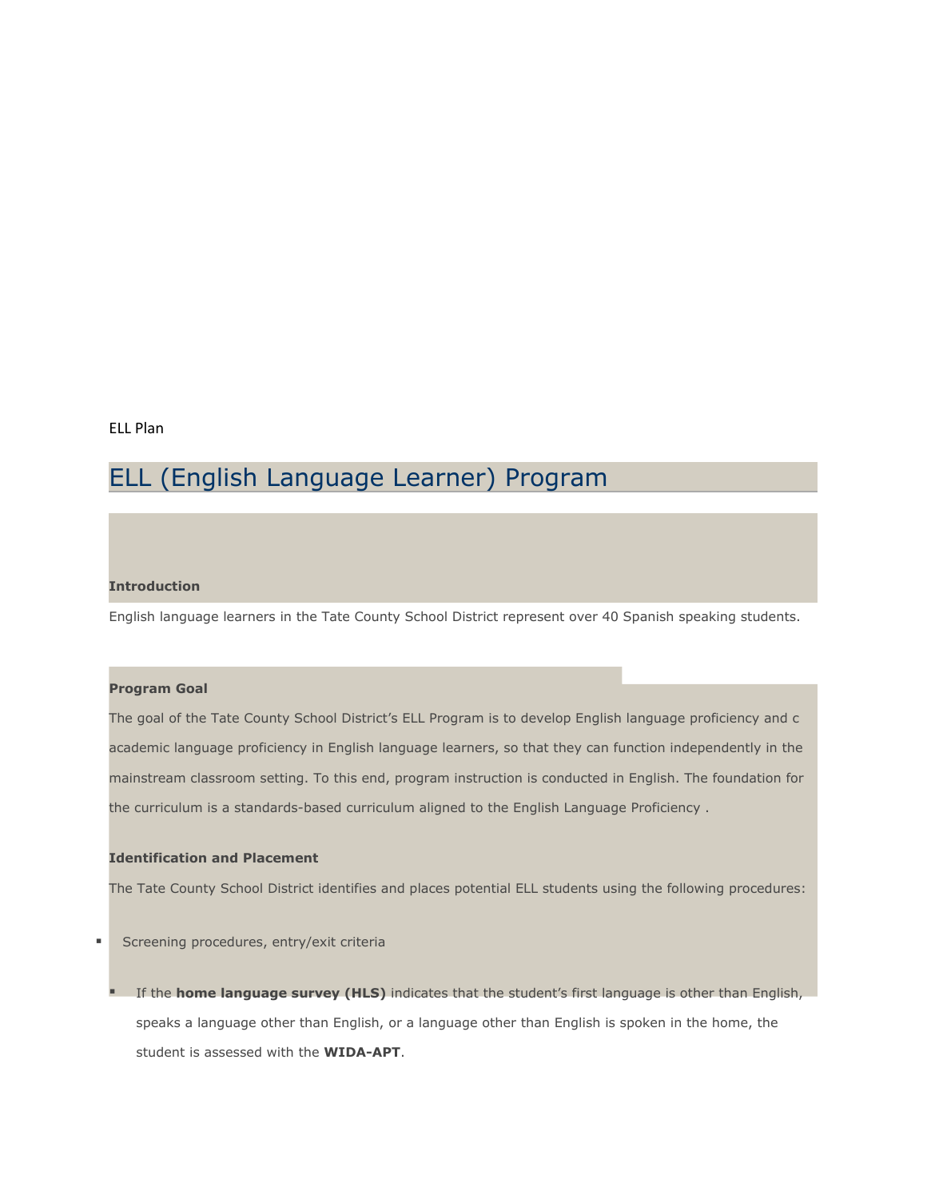ELL Plan

# ELL (English Language Learner) Program

**Introduction**

English language learners in the Tate County School District represent over 40 Spanish speaking students.

**Program Goal**

The goal of the Tate County School District's ELL Program is to develop English language proficiency and c academic language proficiency in English language learners, so that they can function independently in the mainstream classroom setting. To this end, program instruction is conducted in English. The foundation for the curriculum is a standards-based curriculum aligned to the English Language Proficiency .

**Identification and Placement**

The Tate County School District identifies and places potential ELL students using the following procedures:

- Screening procedures, entry/exit criteria
  - If the **home language survey (HLS)** indicates that the student's first language is other than English, speaks a language other than English, or a language other than English is spoken in the home, the student is assessed with the **WIDA-APT**.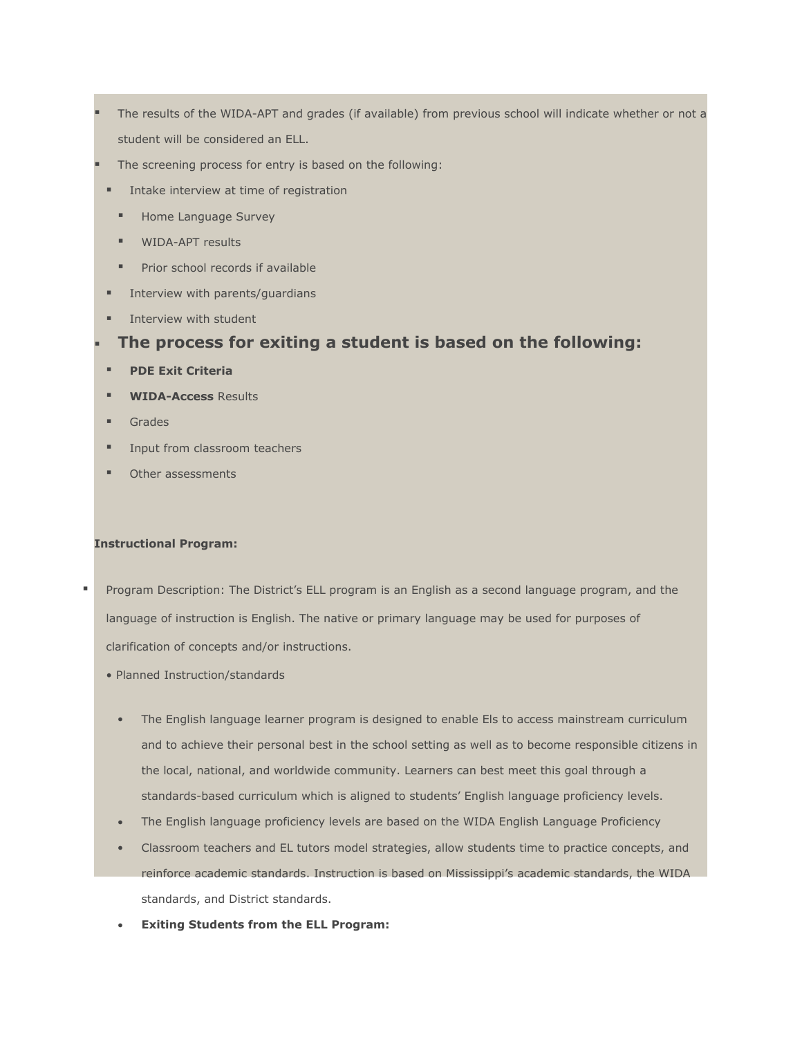- The results of the WIDA-APT and grades (if available) from previous school will indicate whether or not a student will be considered an ELL.
- The screening process for entry is based on the following:
  - Intake interview at time of registration
    - Home Language Survey
    - WIDA-APT results
    - Prior school records if available
  - Interview with parents/guardians
  - Interview with student
- **The process for exiting a student is based on the following:**
  - **PDE Exit Criteria**
  - **WIDA-Access** Results
  - Grades
  - Input from classroom teachers
  - Other assessments

**Instructional Program:**

- Program Description: The District's ELL program is an English as a second language program, and the language of instruction is English. The native or primary language may be used for purposes of clarification of concepts and/or instructions.
  - Planned Instruction/standards
    - The English language learner program is designed to enable Els to access mainstream curriculum and to achieve their personal best in the school setting as well as to become responsible citizens in the local, national, and worldwide community. Learners can best meet this goal through a standards-based curriculum which is aligned to students' English language proficiency levels.
    - The English language proficiency levels are based on the WIDA English Language Proficiency
    - Classroom teachers and EL tutors model strategies, allow students time to practice concepts, and reinforce academic standards. Instruction is based on Mississippi's academic standards, the WIDA standards, and District standards.
    - **Exiting Students from the ELL Program:**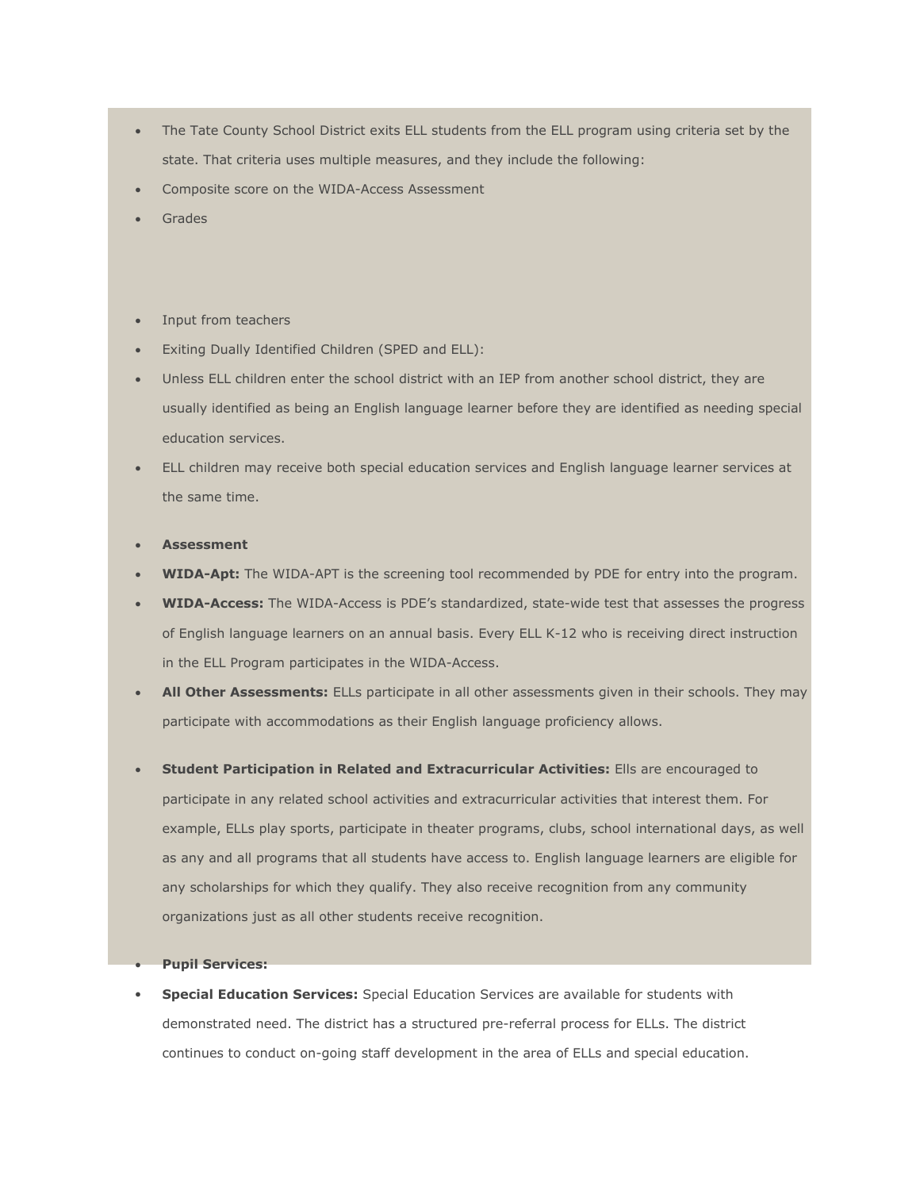- The Tate County School District exits ELL students from the ELL program using criteria set by the state. That criteria uses multiple measures, and they include the following:
- Composite score on the WIDA-Access Assessment
- Grades
- Input from teachers
- Exiting Dually Identified Children (SPED and ELL):
- Unless ELL children enter the school district with an IEP from another school district, they are usually identified as being an English language learner before they are identified as needing special education services.
- ELL children may receive both special education services and English language learner services at the same time.

- **Assessment**
- **WIDA-Apt:** The WIDA-APT is the screening tool recommended by PDE for entry into the program.
- **WIDA-Access:** The WIDA-Access is PDE's standardized, state-wide test that assesses the progress of English language learners on an annual basis. Every ELL K-12 who is receiving direct instruction in the ELL Program participates in the WIDA-Access.
- **All Other Assessments:** ELLs participate in all other assessments given in their schools. They may participate with accommodations as their English language proficiency allows.

- **Student Participation in Related and Extracurricular Activities:** Ells are encouraged to participate in any related school activities and extracurricular activities that interest them. For example, ELLs play sports, participate in theater programs, clubs, school international days, as well as any and all programs that all students have access to. English language learners are eligible for any scholarships for which they qualify. They also receive recognition from any community organizations just as all other students receive recognition.

- **Pupil Services:**
- **Special Education Services:** Special Education Services are available for students with demonstrated need. The district has a structured pre-referral process for ELLs. The district continues to conduct on-going staff development in the area of ELLs and special education.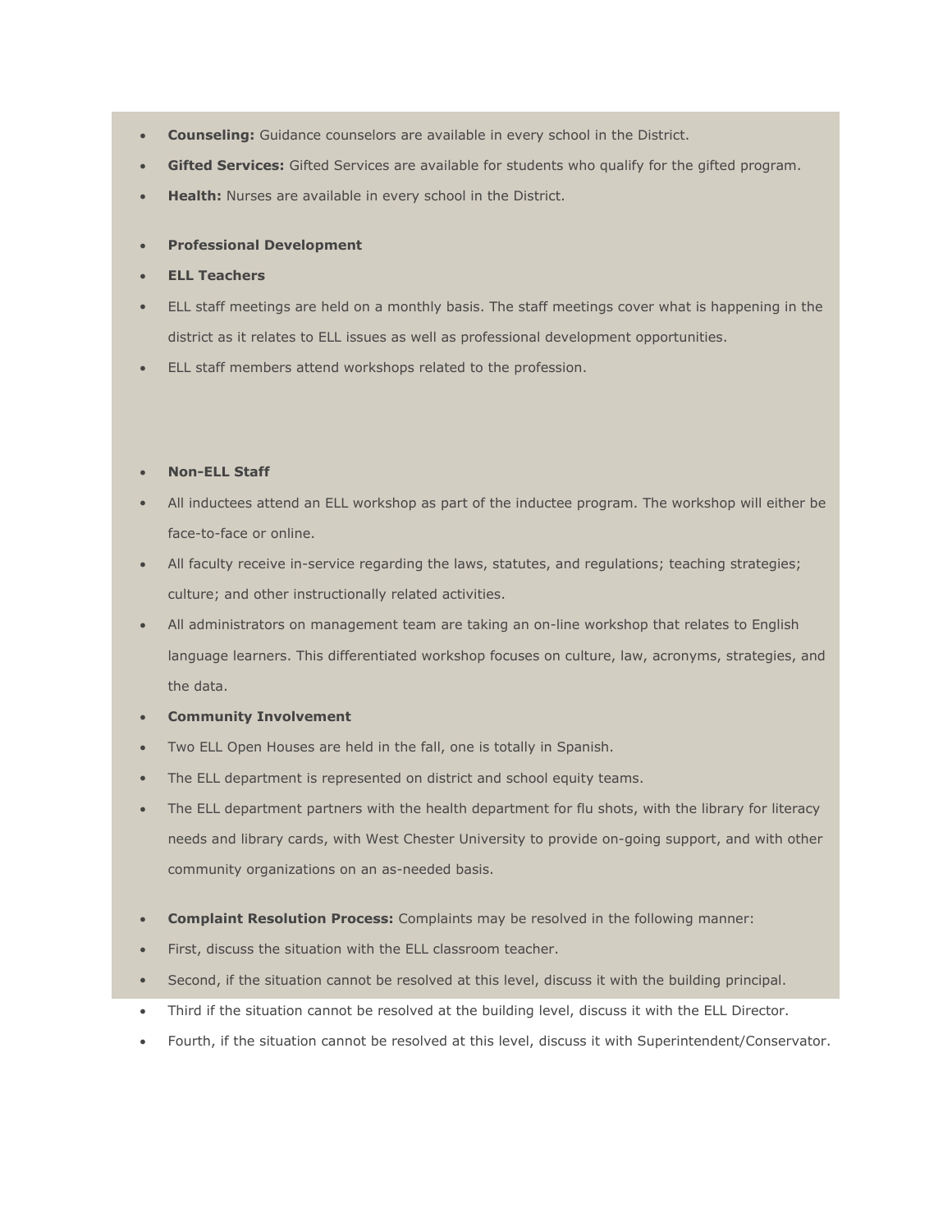- **Counseling:** Guidance counselors are available in every school in the District.
- **Gifted Services:** Gifted Services are available for students who qualify for the gifted program.
- **Health:** Nurses are available in every school in the District.

- **Professional Development**
- **ELL Teachers**
- ELL staff meetings are held on a monthly basis. The staff meetings cover what is happening in the district as it relates to ELL issues as well as professional development opportunities.
- ELL staff members attend workshops related to the profession.

- **Non-ELL Staff**
- All inductees attend an ELL workshop as part of the inductee program. The workshop will either be face-to-face or online.
- All faculty receive in-service regarding the laws, statutes, and regulations; teaching strategies; culture; and other instructionally related activities.
- All administrators on management team are taking an on-line workshop that relates to English language learners. This differentiated workshop focuses on culture, law, acronyms, strategies, and the data.
- **Community Involvement**
- Two ELL Open Houses are held in the fall, one is totally in Spanish.
- The ELL department is represented on district and school equity teams.
- The ELL department partners with the health department for flu shots, with the library for literacy needs and library cards, with West Chester University to provide on-going support, and with other community organizations on an as-needed basis.

- **Complaint Resolution Process:** Complaints may be resolved in the following manner:
- First, discuss the situation with the ELL classroom teacher.
- Second, if the situation cannot be resolved at this level, discuss it with the building principal.
- Third if the situation cannot be resolved at the building level, discuss it with the ELL Director.
- Fourth, if the situation cannot be resolved at this level, discuss it with Superintendent/Conservator.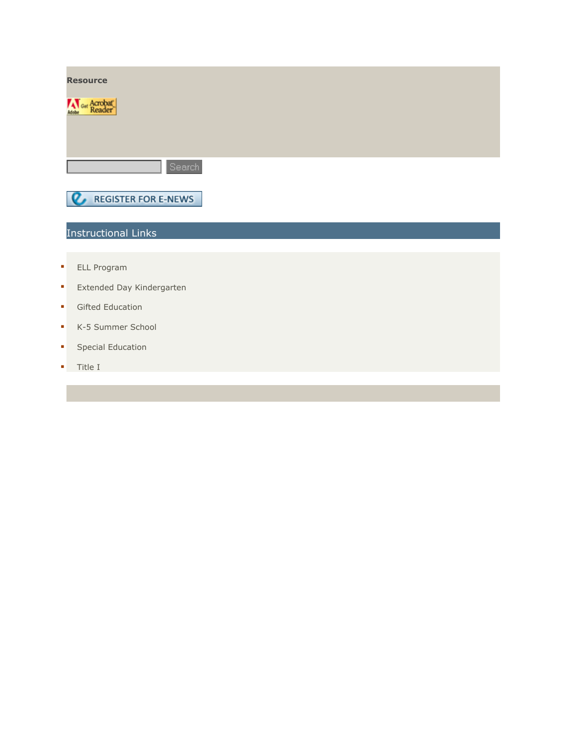**Resource**

Search

REGISTER FOR E-NEWS

## Instructional Links

- ELL Program
- Extended Day Kindergarten
- Gifted Education
- K-5 Summer School
- Special Education
- Title I